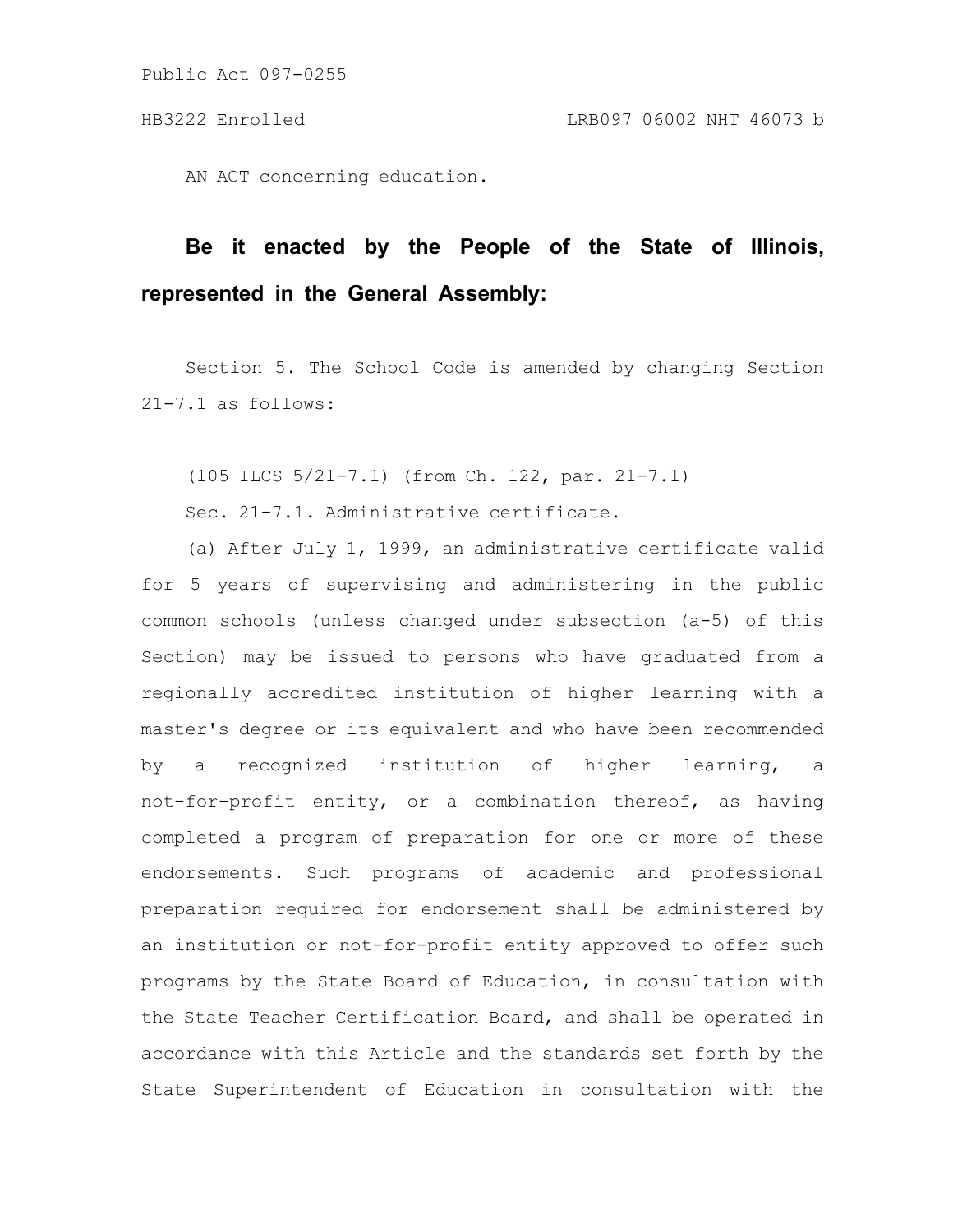Public Act 097-0255

HB3222 Enrolled LRB097 06002 NHT 46073 b

AN ACT concerning education.

**Be it enacted by the People of the State of Illinois, represented in the General Assembly:**

Section 5. The School Code is amended by changing Section 21-7.1 as follows:

(105 ILCS 5/21-7.1) (from Ch. 122, par. 21-7.1)

Sec. 21-7.1. Administrative certificate.

(a) After July 1, 1999, an administrative certificate valid for 5 years of supervising and administering in the public common schools (unless changed under subsection (a-5) of this Section) may be issued to persons who have graduated from a regionally accredited institution of higher learning with a master's degree or its equivalent and who have been recommended by a recognized institution of higher learning, a not-for-profit entity, or a combination thereof, as having completed a program of preparation for one or more of these endorsements. Such programs of academic and professional preparation required for endorsement shall be administered by an institution or not-for-profit entity approved to offer such programs by the State Board of Education, in consultation with the State Teacher Certification Board, and shall be operated in accordance with this Article and the standards set forth by the State Superintendent of Education in consultation with the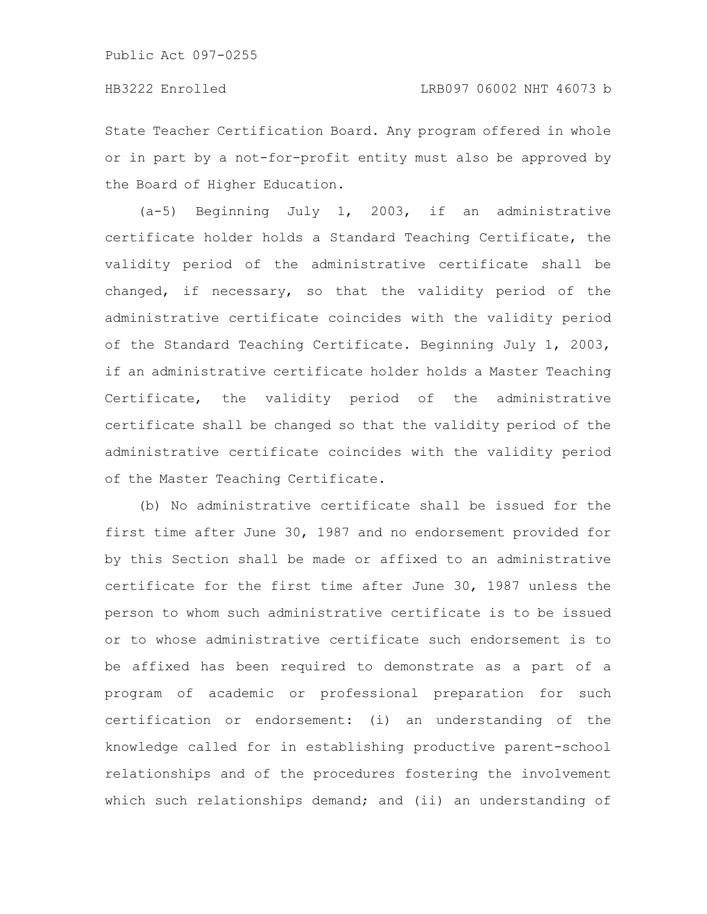State Teacher Certification Board. Any program offered in whole or in part by a not-for-profit entity must also be approved by the Board of Higher Education.

(a-5) Beginning July 1, 2003, if an administrative certificate holder holds a Standard Teaching Certificate, the validity period of the administrative certificate shall be changed, if necessary, so that the validity period of the administrative certificate coincides with the validity period of the Standard Teaching Certificate. Beginning July 1, 2003, if an administrative certificate holder holds a Master Teaching Certificate, the validity period of the administrative certificate shall be changed so that the validity period of the administrative certificate coincides with the validity period of the Master Teaching Certificate.

(b) No administrative certificate shall be issued for the first time after June 30, 1987 and no endorsement provided for by this Section shall be made or affixed to an administrative certificate for the first time after June 30, 1987 unless the person to whom such administrative certificate is to be issued or to whose administrative certificate such endorsement is to be affixed has been required to demonstrate as a part of a program of academic or professional preparation for such certification or endorsement: (i) an understanding of the knowledge called for in establishing productive parent-school relationships and of the procedures fostering the involvement which such relationships demand; and (ii) an understanding of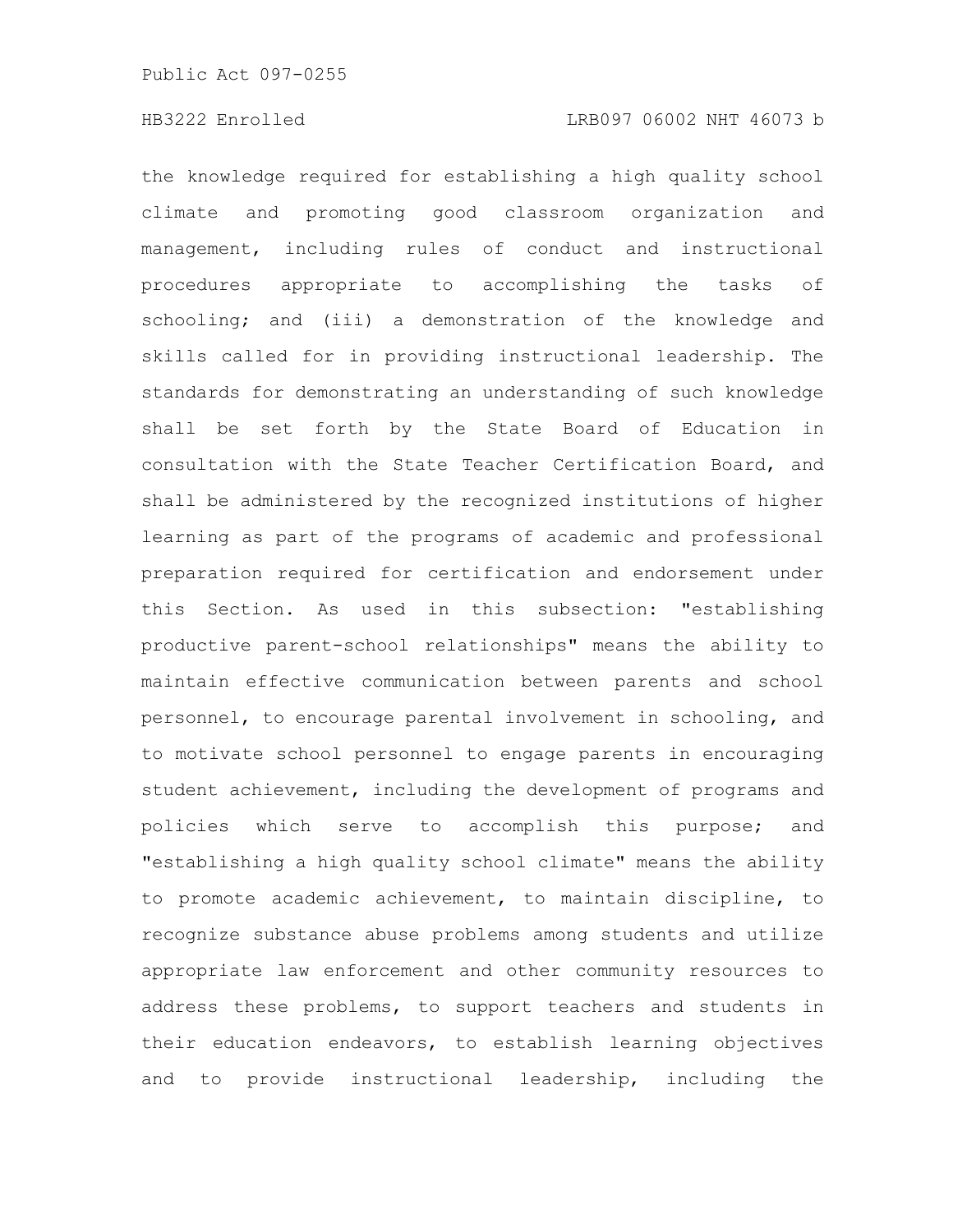the knowledge required for establishing a high quality school climate and promoting good classroom organization and management, including rules of conduct and instructional procedures appropriate to accomplishing the tasks of schooling; and (iii) a demonstration of the knowledge and skills called for in providing instructional leadership. The standards for demonstrating an understanding of such knowledge shall be set forth by the State Board of Education in consultation with the State Teacher Certification Board, and shall be administered by the recognized institutions of higher learning as part of the programs of academic and professional preparation required for certification and endorsement under this Section. As used in this subsection: "establishing productive parent-school relationships" means the ability to maintain effective communication between parents and school personnel, to encourage parental involvement in schooling, and to motivate school personnel to engage parents in encouraging student achievement, including the development of programs and policies which serve to accomplish this purpose; and "establishing a high quality school climate" means the ability to promote academic achievement, to maintain discipline, to recognize substance abuse problems among students and utilize appropriate law enforcement and other community resources to address these problems, to support teachers and students in their education endeavors, to establish learning objectives and to provide instructional leadership, including the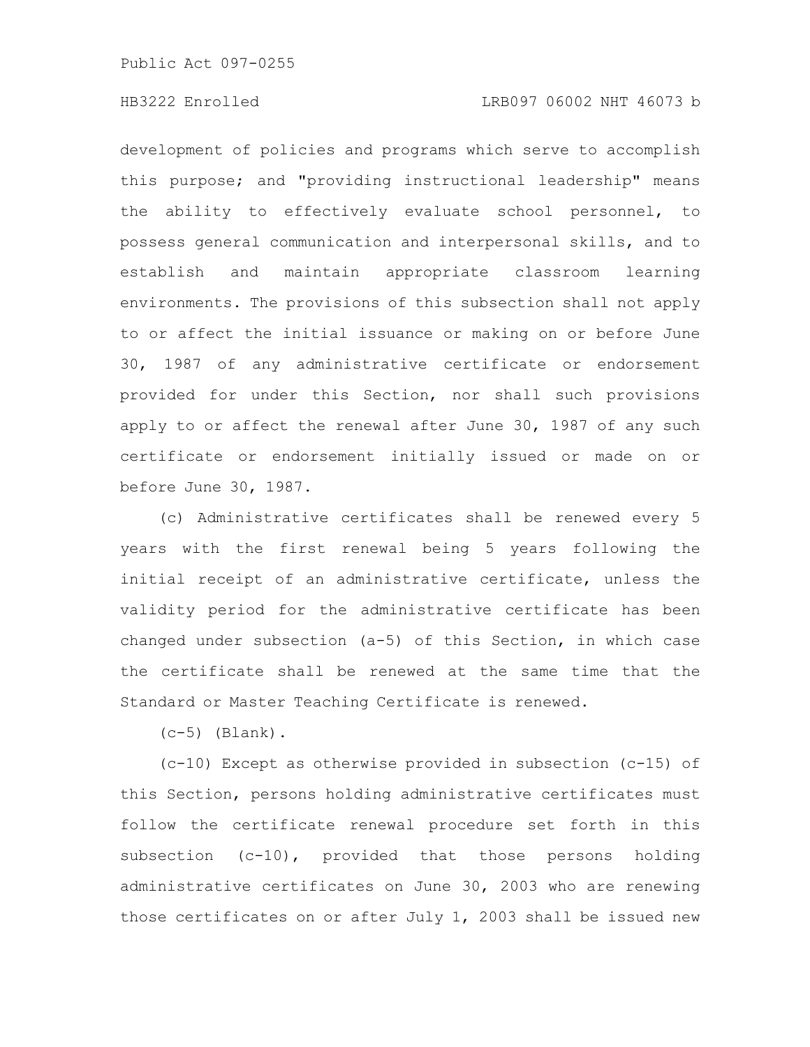development of policies and programs which serve to accomplish this purpose; and "providing instructional leadership" means the ability to effectively evaluate school personnel, to possess general communication and interpersonal skills, and to establish and maintain appropriate classroom learning environments. The provisions of this subsection shall not apply to or affect the initial issuance or making on or before June 30, 1987 of any administrative certificate or endorsement provided for under this Section, nor shall such provisions apply to or affect the renewal after June 30, 1987 of any such certificate or endorsement initially issued or made on or before June 30, 1987.

(c) Administrative certificates shall be renewed every 5 years with the first renewal being 5 years following the initial receipt of an administrative certificate, unless the validity period for the administrative certificate has been changed under subsection (a-5) of this Section, in which case the certificate shall be renewed at the same time that the Standard or Master Teaching Certificate is renewed.

(c-5) (Blank).

(c-10) Except as otherwise provided in subsection (c-15) of this Section, persons holding administrative certificates must follow the certificate renewal procedure set forth in this subsection (c-10), provided that those persons holding administrative certificates on June 30, 2003 who are renewing those certificates on or after July 1, 2003 shall be issued new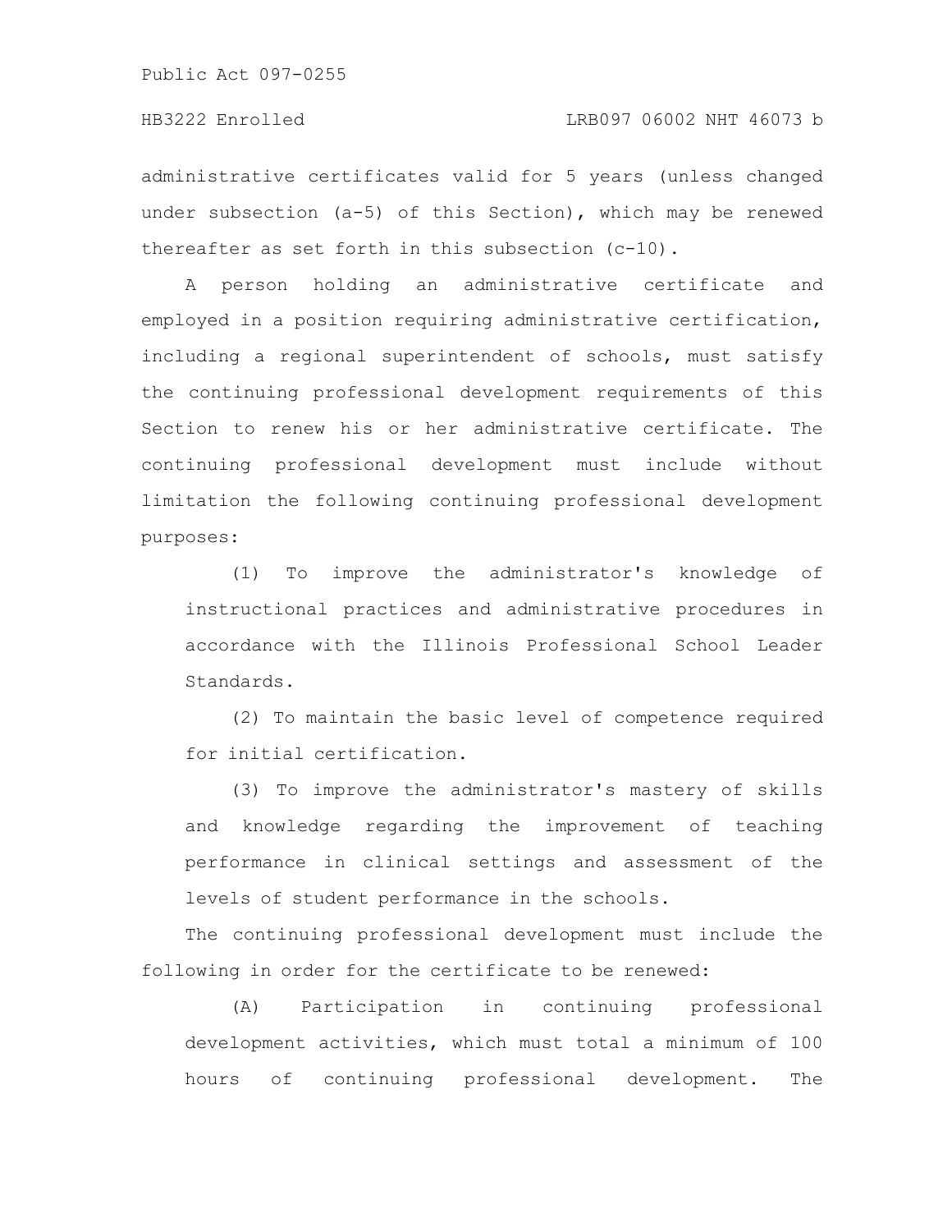administrative certificates valid for 5 years (unless changed under subsection (a-5) of this Section), which may be renewed thereafter as set forth in this subsection (c-10).

A person holding an administrative certificate and employed in a position requiring administrative certification, including a regional superintendent of schools, must satisfy the continuing professional development requirements of this Section to renew his or her administrative certificate. The continuing professional development must include without limitation the following continuing professional development purposes:

(1) To improve the administrator's knowledge of instructional practices and administrative procedures in accordance with the Illinois Professional School Leader Standards.

(2) To maintain the basic level of competence required for initial certification.

(3) To improve the administrator's mastery of skills and knowledge regarding the improvement of teaching performance in clinical settings and assessment of the levels of student performance in the schools.

The continuing professional development must include the following in order for the certificate to be renewed:

(A) Participation in continuing professional development activities, which must total a minimum of 100 hours of continuing professional development. The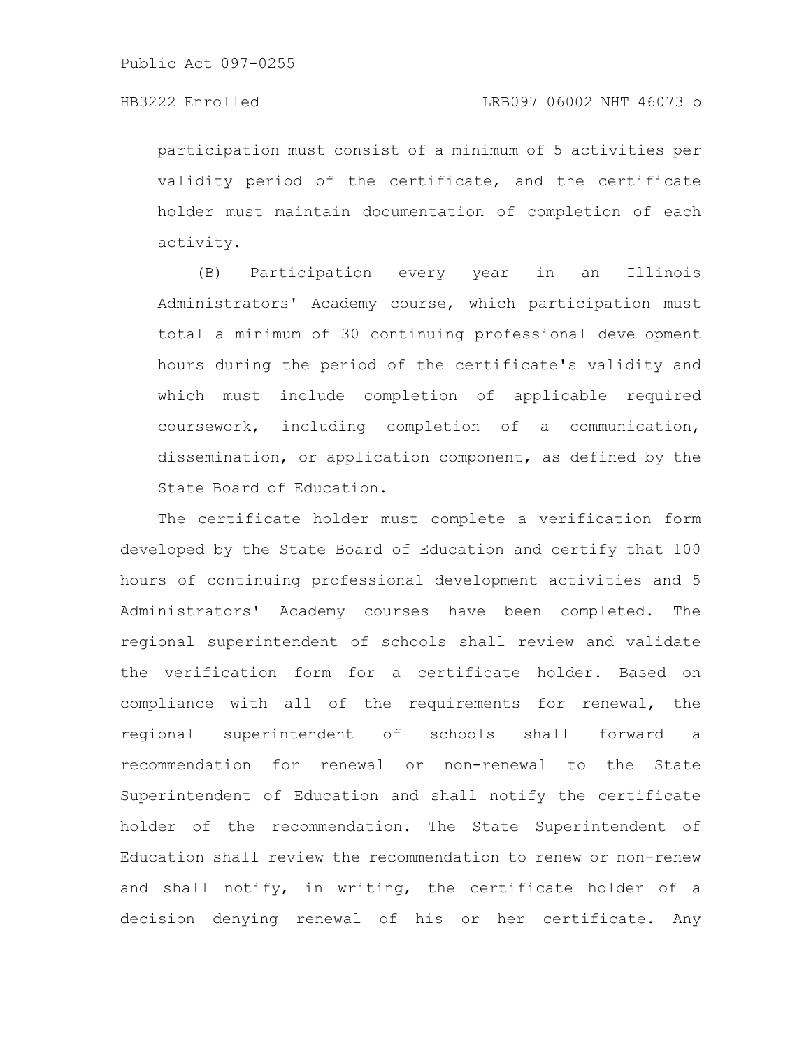participation must consist of a minimum of 5 activities per validity period of the certificate, and the certificate holder must maintain documentation of completion of each activity.

(B) Participation every year in an Illinois Administrators' Academy course, which participation must total a minimum of 30 continuing professional development hours during the period of the certificate's validity and which must include completion of applicable required coursework, including completion of a communication, dissemination, or application component, as defined by the State Board of Education.

The certificate holder must complete a verification form developed by the State Board of Education and certify that 100 hours of continuing professional development activities and 5 Administrators' Academy courses have been completed. The regional superintendent of schools shall review and validate the verification form for a certificate holder. Based on compliance with all of the requirements for renewal, the regional superintendent of schools shall forward a recommendation for renewal or non-renewal to the State Superintendent of Education and shall notify the certificate holder of the recommendation. The State Superintendent of Education shall review the recommendation to renew or non-renew and shall notify, in writing, the certificate holder of a decision denying renewal of his or her certificate. Any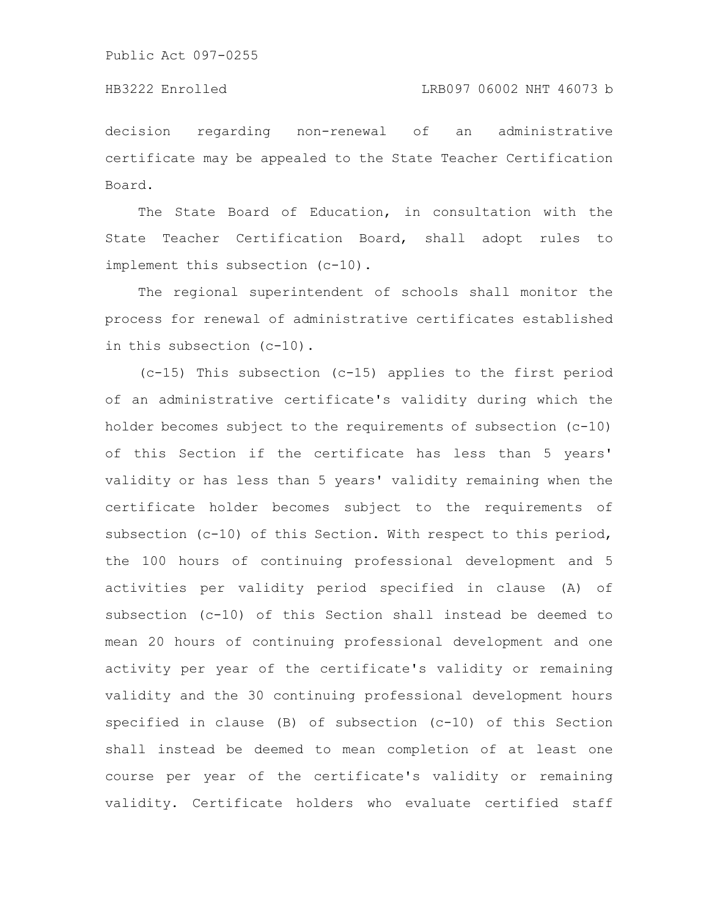decision regarding non-renewal of an administrative certificate may be appealed to the State Teacher Certification Board.

The State Board of Education, in consultation with the State Teacher Certification Board, shall adopt rules to implement this subsection (c-10).

The regional superintendent of schools shall monitor the process for renewal of administrative certificates established in this subsection (c-10).

(c-15) This subsection (c-15) applies to the first period of an administrative certificate's validity during which the holder becomes subject to the requirements of subsection (c-10) of this Section if the certificate has less than 5 years' validity or has less than 5 years' validity remaining when the certificate holder becomes subject to the requirements of subsection (c-10) of this Section. With respect to this period, the 100 hours of continuing professional development and 5 activities per validity period specified in clause (A) of subsection (c-10) of this Section shall instead be deemed to mean 20 hours of continuing professional development and one activity per year of the certificate's validity or remaining validity and the 30 continuing professional development hours specified in clause (B) of subsection (c-10) of this Section shall instead be deemed to mean completion of at least one course per year of the certificate's validity or remaining validity. Certificate holders who evaluate certified staff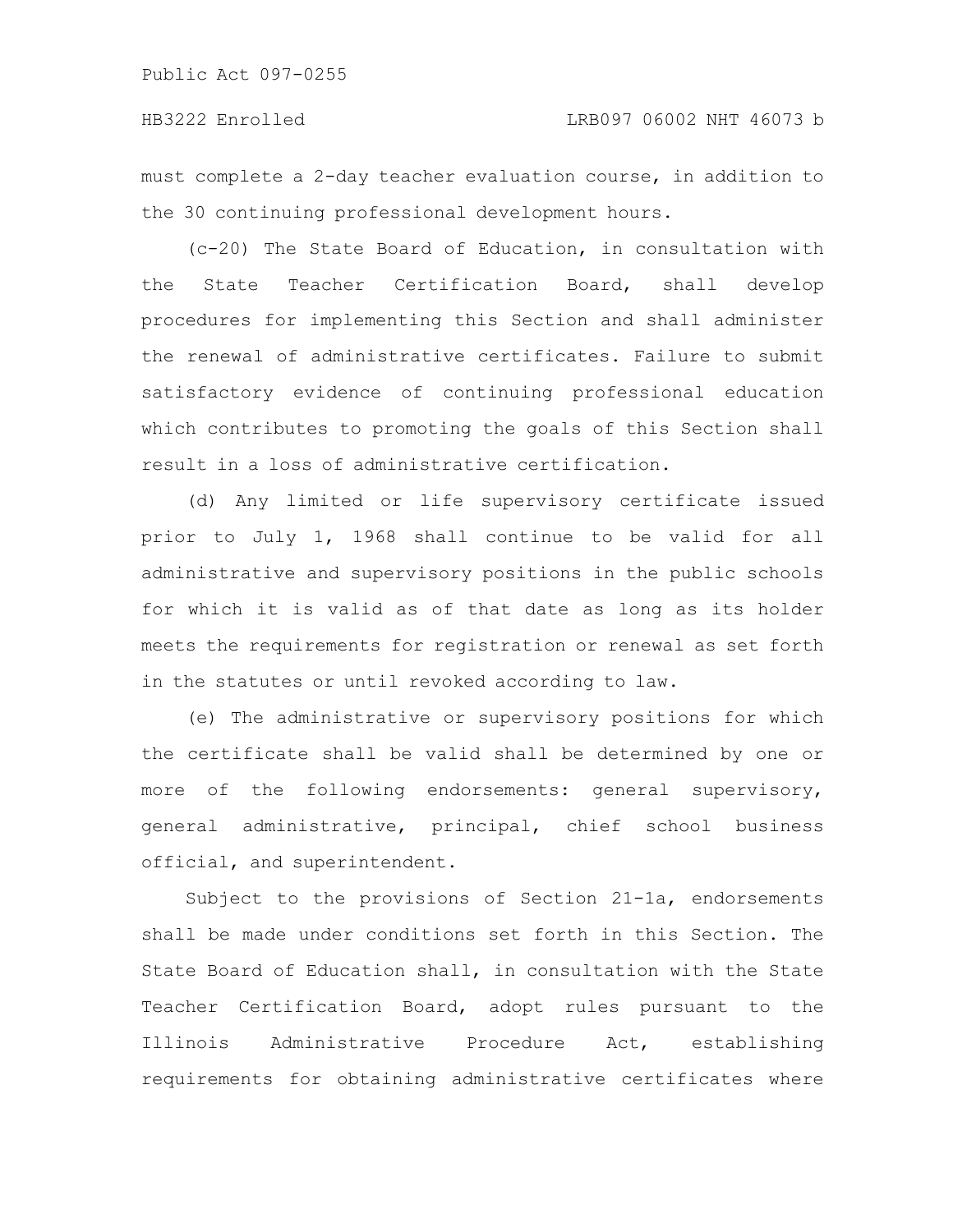must complete a 2-day teacher evaluation course, in addition to the 30 continuing professional development hours.

(c-20) The State Board of Education, in consultation with the State Teacher Certification Board, shall develop procedures for implementing this Section and shall administer the renewal of administrative certificates. Failure to submit satisfactory evidence of continuing professional education which contributes to promoting the goals of this Section shall result in a loss of administrative certification.

(d) Any limited or life supervisory certificate issued prior to July 1, 1968 shall continue to be valid for all administrative and supervisory positions in the public schools for which it is valid as of that date as long as its holder meets the requirements for registration or renewal as set forth in the statutes or until revoked according to law.

(e) The administrative or supervisory positions for which the certificate shall be valid shall be determined by one or more of the following endorsements: general supervisory, general administrative, principal, chief school business official, and superintendent.

Subject to the provisions of Section 21-1a, endorsements shall be made under conditions set forth in this Section. The State Board of Education shall, in consultation with the State Teacher Certification Board, adopt rules pursuant to the Illinois Administrative Procedure Act, establishing requirements for obtaining administrative certificates where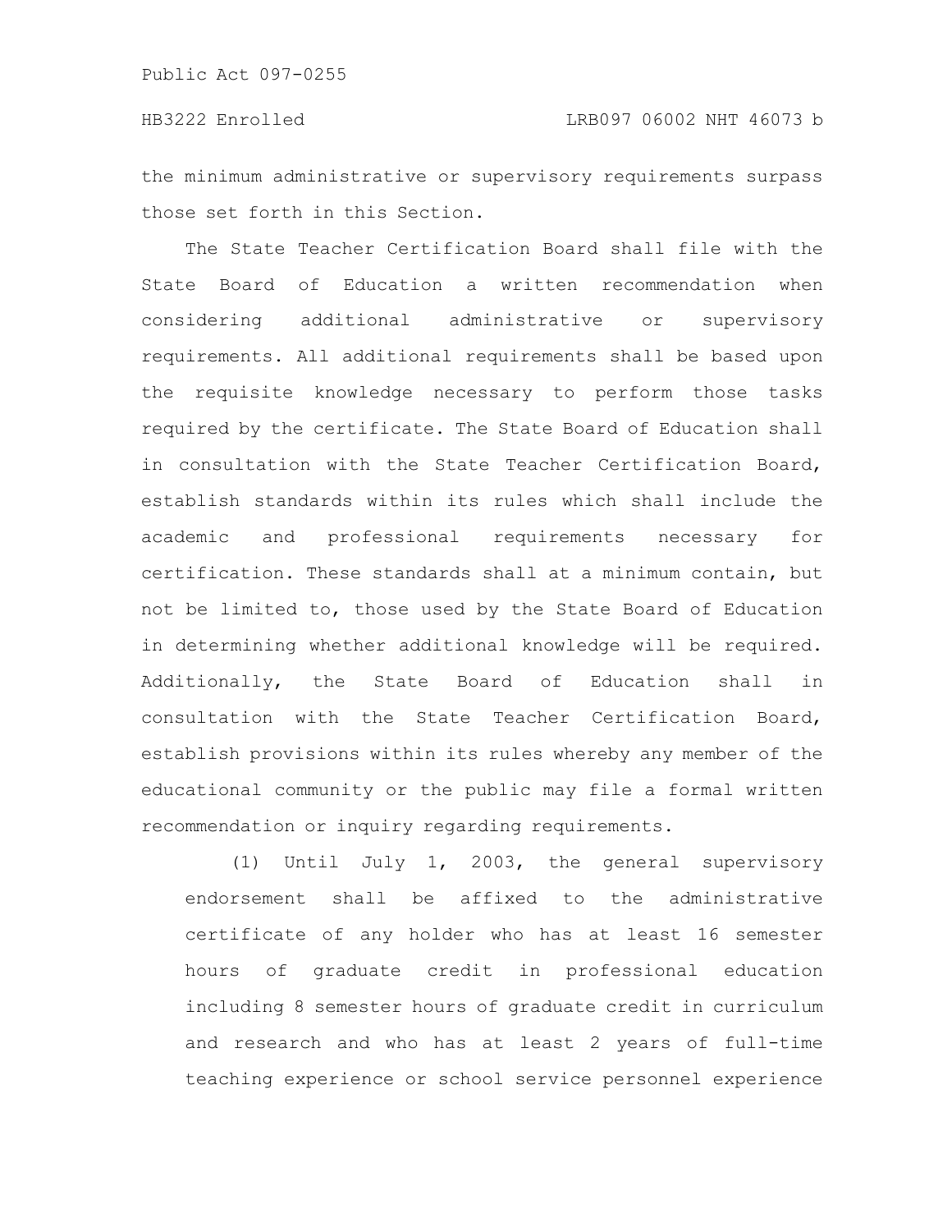the minimum administrative or supervisory requirements surpass those set forth in this Section.

The State Teacher Certification Board shall file with the State Board of Education a written recommendation when considering additional administrative or supervisory requirements. All additional requirements shall be based upon the requisite knowledge necessary to perform those tasks required by the certificate. The State Board of Education shall in consultation with the State Teacher Certification Board, establish standards within its rules which shall include the academic and professional requirements necessary for certification. These standards shall at a minimum contain, but not be limited to, those used by the State Board of Education in determining whether additional knowledge will be required. Additionally, the State Board of Education shall in consultation with the State Teacher Certification Board, establish provisions within its rules whereby any member of the educational community or the public may file a formal written recommendation or inquiry regarding requirements.

(1) Until July 1, 2003, the general supervisory endorsement shall be affixed to the administrative certificate of any holder who has at least 16 semester hours of graduate credit in professional education including 8 semester hours of graduate credit in curriculum and research and who has at least 2 years of full-time teaching experience or school service personnel experience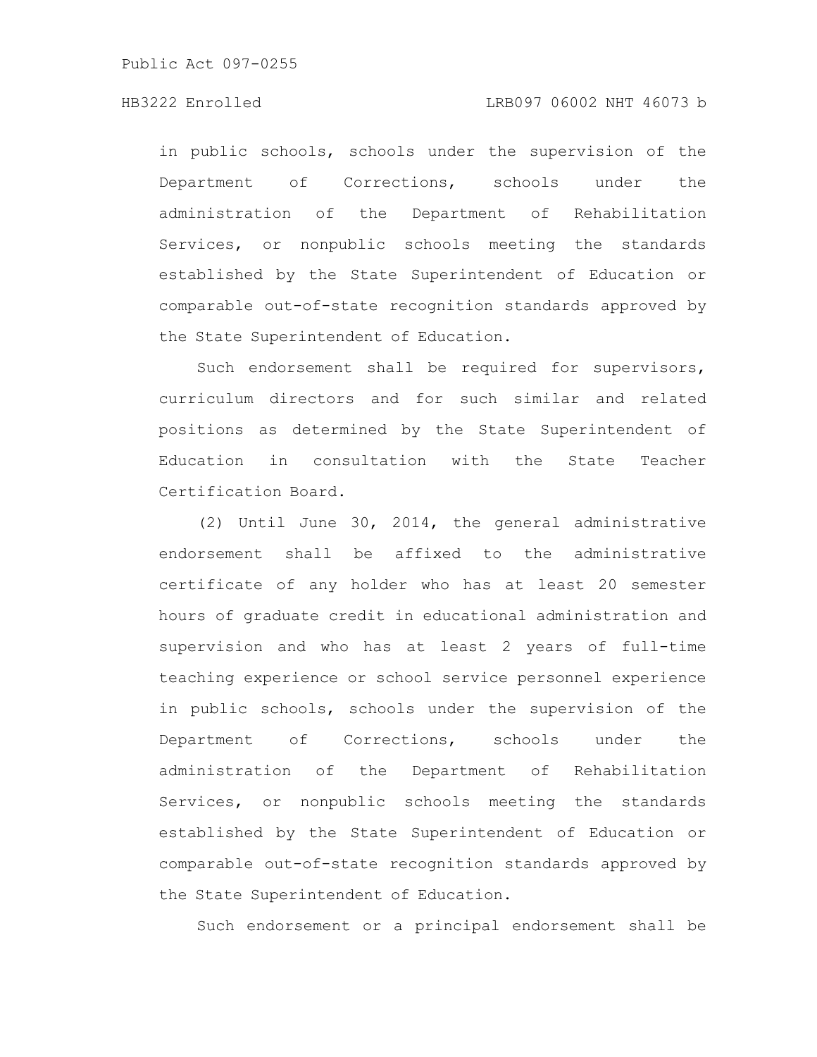in public schools, schools under the supervision of the Department of Corrections, schools under the administration of the Department of Rehabilitation Services, or nonpublic schools meeting the standards established by the State Superintendent of Education or comparable out-of-state recognition standards approved by the State Superintendent of Education.

Such endorsement shall be required for supervisors, curriculum directors and for such similar and related positions as determined by the State Superintendent of Education in consultation with the State Teacher Certification Board.

(2) Until June 30, 2014, the general administrative endorsement shall be affixed to the administrative certificate of any holder who has at least 20 semester hours of graduate credit in educational administration and supervision and who has at least 2 years of full-time teaching experience or school service personnel experience in public schools, schools under the supervision of the Department of Corrections, schools under the administration of the Department of Rehabilitation Services, or nonpublic schools meeting the standards established by the State Superintendent of Education or comparable out-of-state recognition standards approved by the State Superintendent of Education.

Such endorsement or a principal endorsement shall be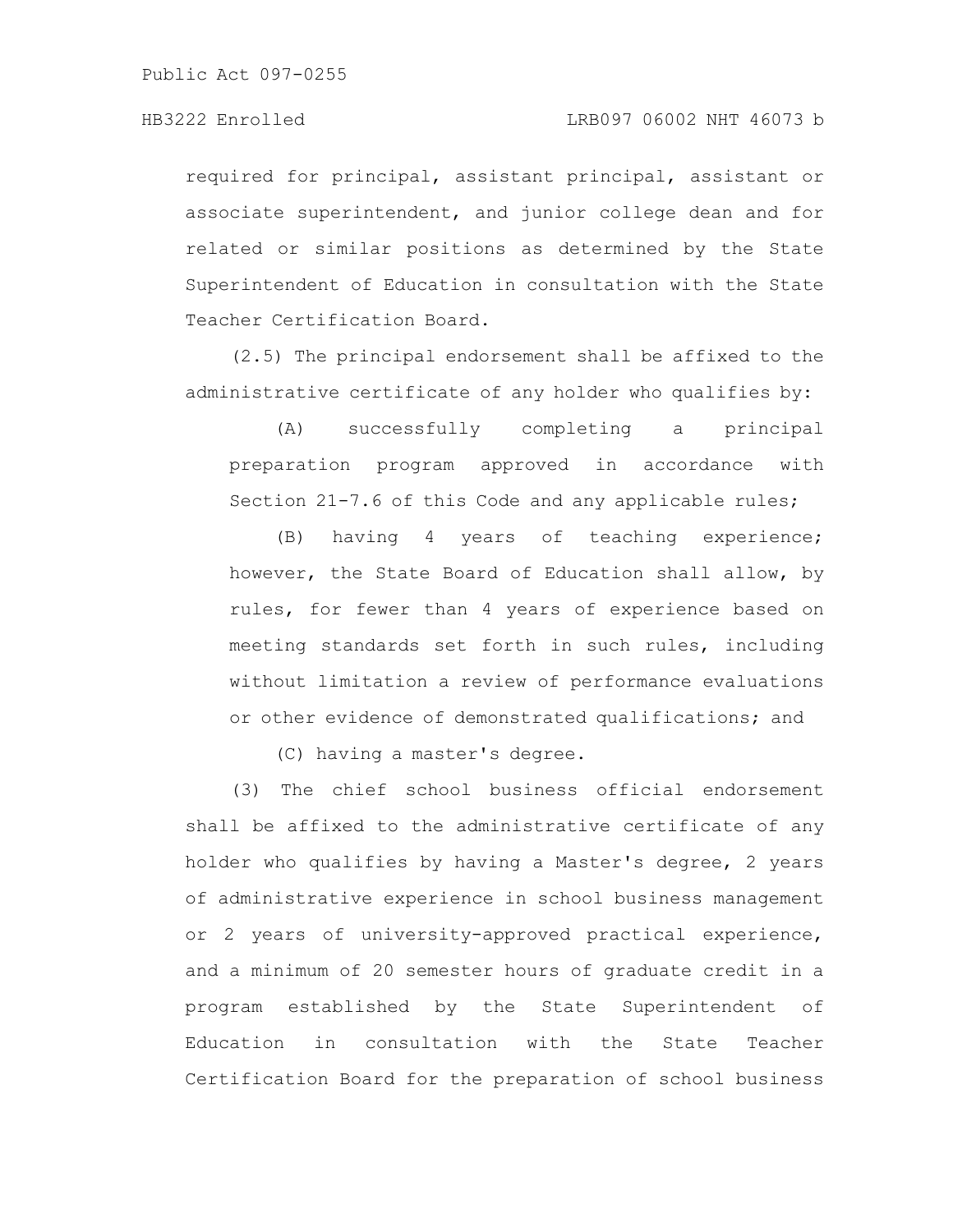required for principal, assistant principal, assistant or associate superintendent, and junior college dean and for related or similar positions as determined by the State Superintendent of Education in consultation with the State Teacher Certification Board.

(2.5) The principal endorsement shall be affixed to the administrative certificate of any holder who qualifies by:

(A) successfully completing a principal preparation program approved in accordance with Section 21-7.6 of this Code and any applicable rules;

(B) having 4 years of teaching experience; however, the State Board of Education shall allow, by rules, for fewer than 4 years of experience based on meeting standards set forth in such rules, including without limitation a review of performance evaluations or other evidence of demonstrated qualifications; and

(C) having a master's degree.

(3) The chief school business official endorsement shall be affixed to the administrative certificate of any holder who qualifies by having a Master's degree, 2 years of administrative experience in school business management or 2 years of university-approved practical experience, and a minimum of 20 semester hours of graduate credit in a program established by the State Superintendent of Education in consultation with the State Teacher Certification Board for the preparation of school business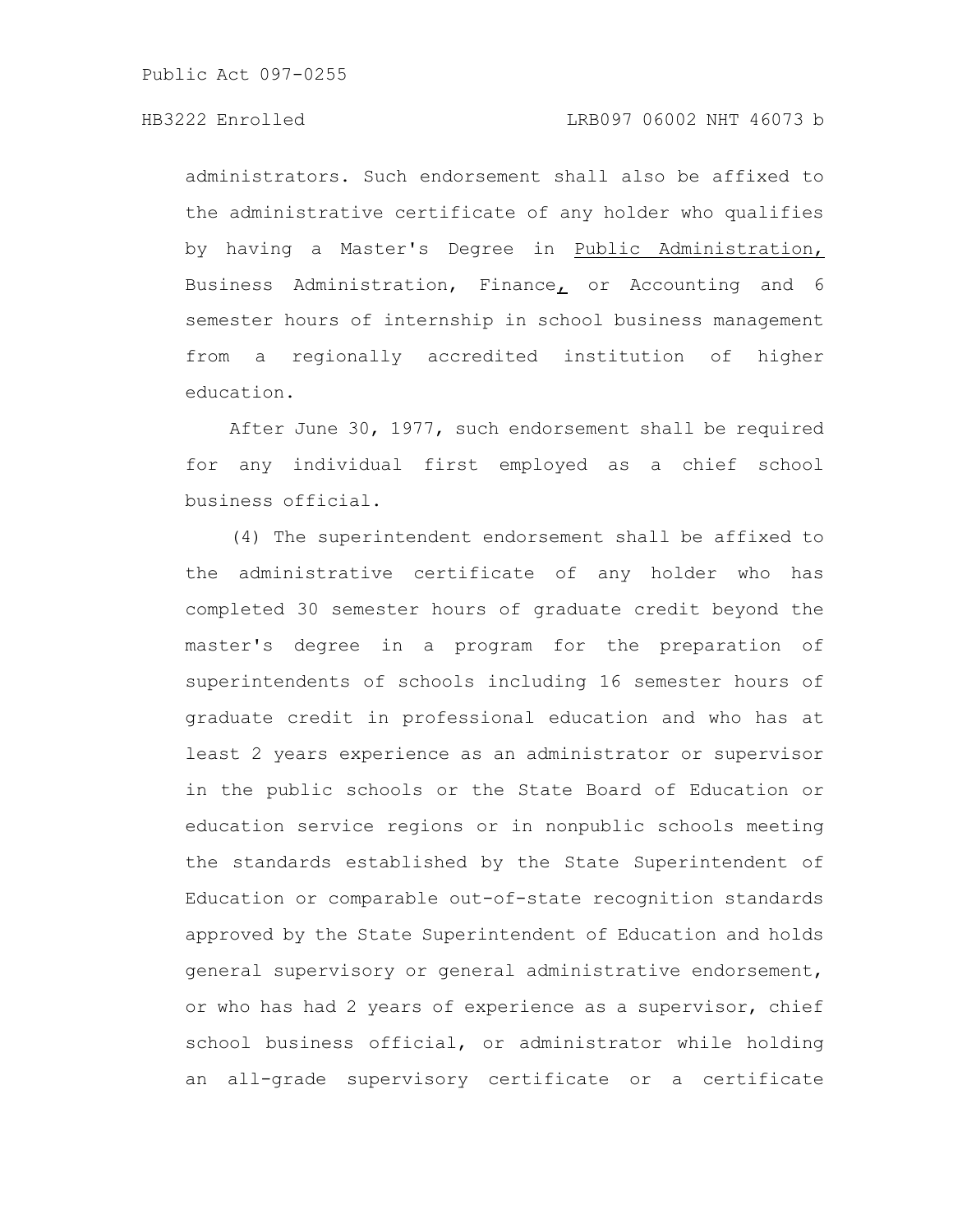administrators. Such endorsement shall also be affixed to the administrative certificate of any holder who qualifies by having a Master's Degree in <u>Public Administration,</u> Business Administration, Finance<u>,</u> or Accounting and 6 semester hours of internship in school business management from a regionally accredited institution of higher education.

After June 30, 1977, such endorsement shall be required for any individual first employed as a chief school business official.

(4) The superintendent endorsement shall be affixed to the administrative certificate of any holder who has completed 30 semester hours of graduate credit beyond the master's degree in a program for the preparation of superintendents of schools including 16 semester hours of graduate credit in professional education and who has at least 2 years experience as an administrator or supervisor in the public schools or the State Board of Education or education service regions or in nonpublic schools meeting the standards established by the State Superintendent of Education or comparable out-of-state recognition standards approved by the State Superintendent of Education and holds general supervisory or general administrative endorsement, or who has had 2 years of experience as a supervisor, chief school business official, or administrator while holding an all-grade supervisory certificate or a certificate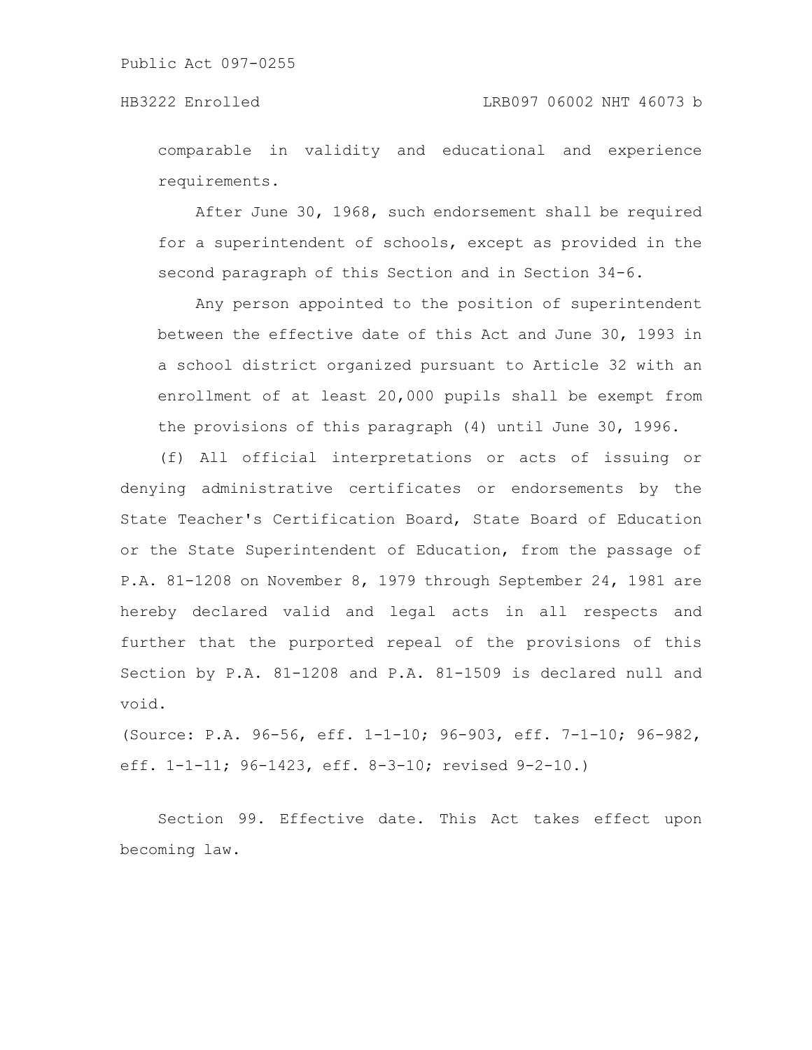comparable in validity and educational and experience requirements.

After June 30, 1968, such endorsement shall be required for a superintendent of schools, except as provided in the second paragraph of this Section and in Section 34-6.

Any person appointed to the position of superintendent between the effective date of this Act and June 30, 1993 in a school district organized pursuant to Article 32 with an enrollment of at least 20,000 pupils shall be exempt from the provisions of this paragraph (4) until June 30, 1996.

(f) All official interpretations or acts of issuing or denying administrative certificates or endorsements by the State Teacher's Certification Board, State Board of Education or the State Superintendent of Education, from the passage of P.A. 81-1208 on November 8, 1979 through September 24, 1981 are hereby declared valid and legal acts in all respects and further that the purported repeal of the provisions of this Section by P.A. 81-1208 and P.A. 81-1509 is declared null and void.

(Source: P.A. 96-56, eff. 1-1-10; 96-903, eff. 7-1-10; 96-982, eff. 1-1-11; 96-1423, eff. 8-3-10; revised 9-2-10.)

Section 99. Effective date. This Act takes effect upon becoming law.